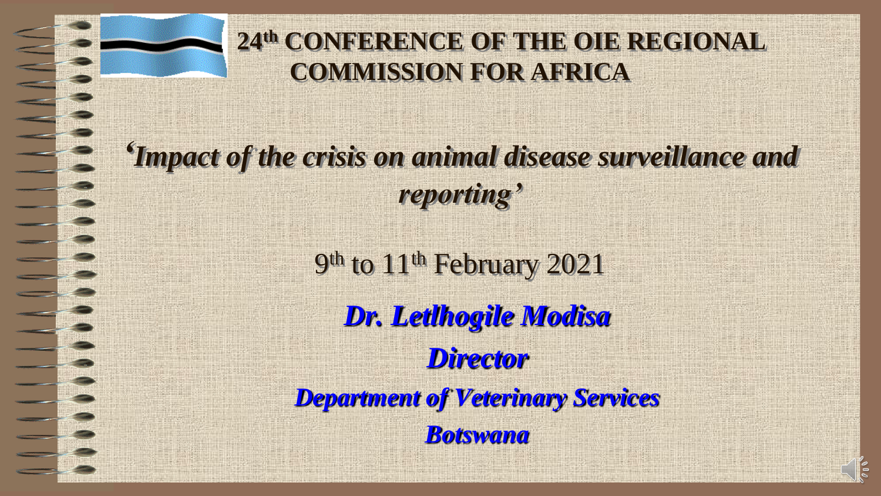# 24th CONFERENCE OF THE OIE REGIONAL COMMISSION FOR AFRICA

## *'Impact of the crisis on animal disease surveillance and reporting'*

9th to 11th February 2021

***Dr. Letlhogile Modisa***

***Director***

***Department of Veterinary Services***

***Botswana***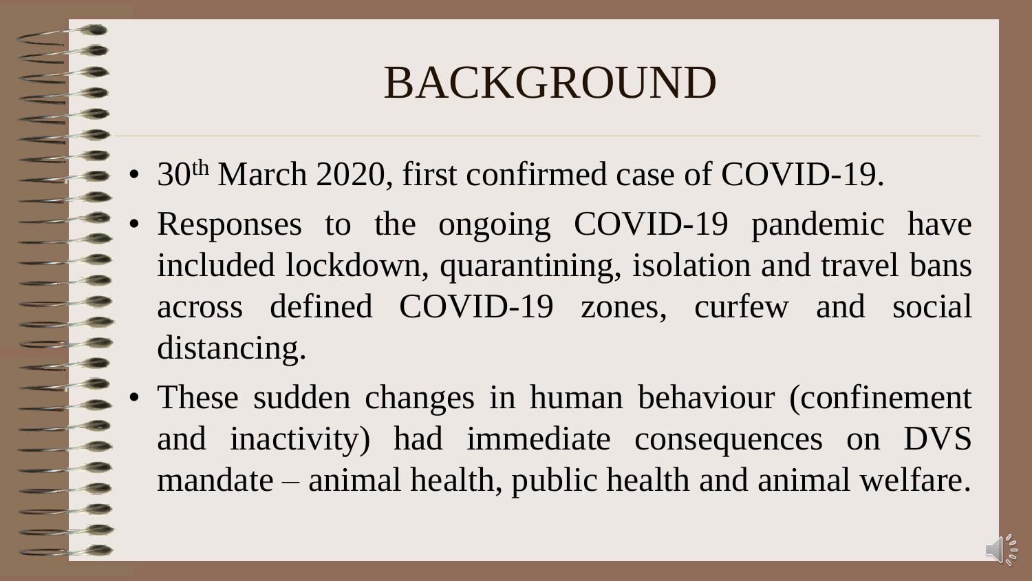# BACKGROUND

- 30th March 2020, first confirmed case of COVID-19.
- Responses to the ongoing COVID-19 pandemic have included lockdown, quarantining, isolation and travel bans across defined COVID-19 zones, curfew and social distancing.
- These sudden changes in human behaviour (confinement and inactivity) had immediate consequences on DVS mandate – animal health, public health and animal welfare.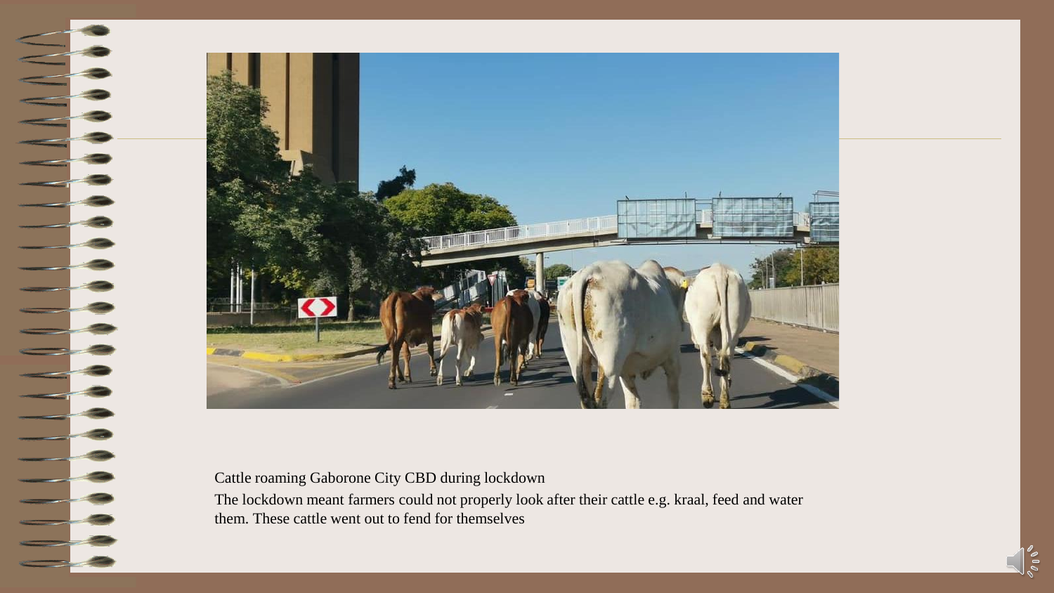Cattle roaming Gaborone City CBD during lockdown

The lockdown meant farmers could not properly look after their cattle e.g. kraal, feed and water them. These cattle went out to fend for themselves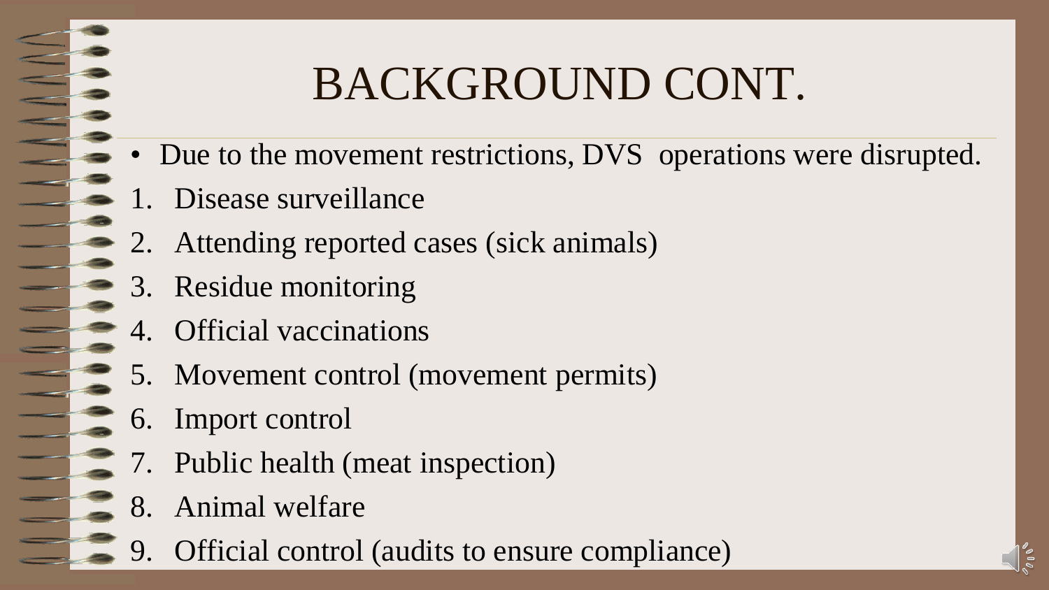# BACKGROUND CONT.

- Due to the movement restrictions, DVS operations were disrupted.

1. Disease surveillance
2. Attending reported cases (sick animals)
3. Residue monitoring
4. Official vaccinations
5. Movement control (movement permits)
6. Import control
7. Public health (meat inspection)
8. Animal welfare
9. Official control (audits to ensure compliance)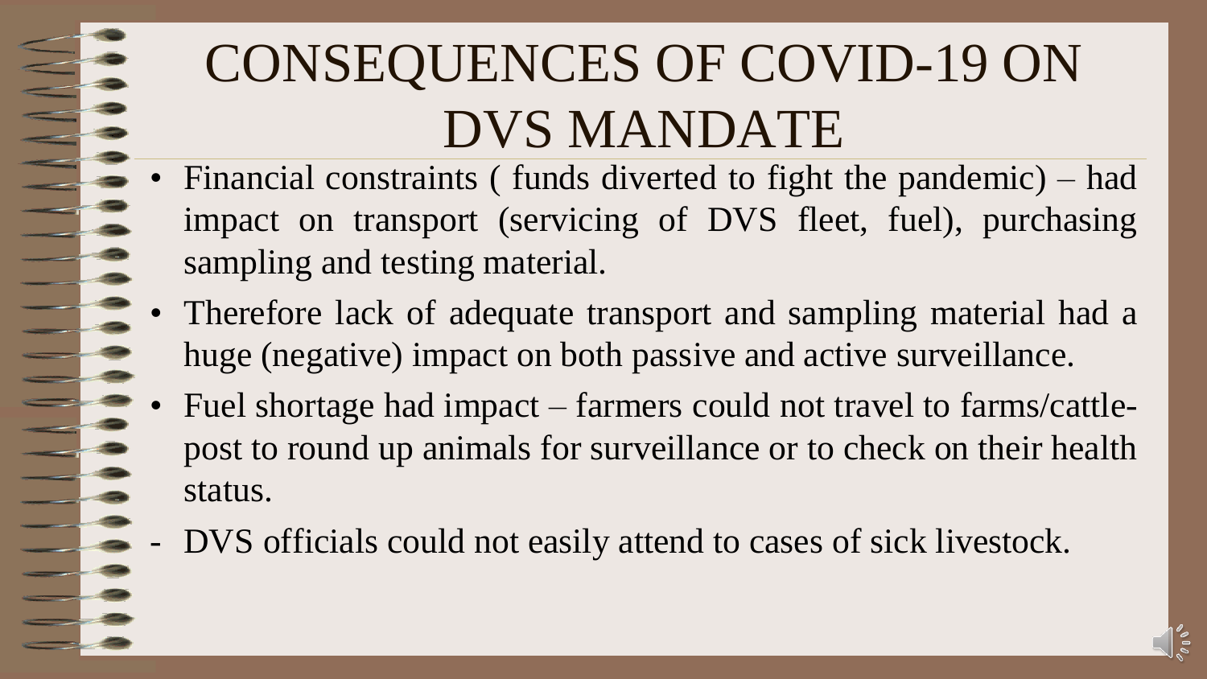# CONSEQUENCES OF COVID-19 ON DVS MANDATE

- Financial constraints ( funds diverted to fight the pandemic) – had impact on transport (servicing of DVS fleet, fuel), purchasing sampling and testing material.
- Therefore lack of adequate transport and sampling material had a huge (negative) impact on both passive and active surveillance.
- Fuel shortage had impact – farmers could not travel to farms/cattle-post to round up animals for surveillance or to check on their health status.

- DVS officials could not easily attend to cases of sick livestock.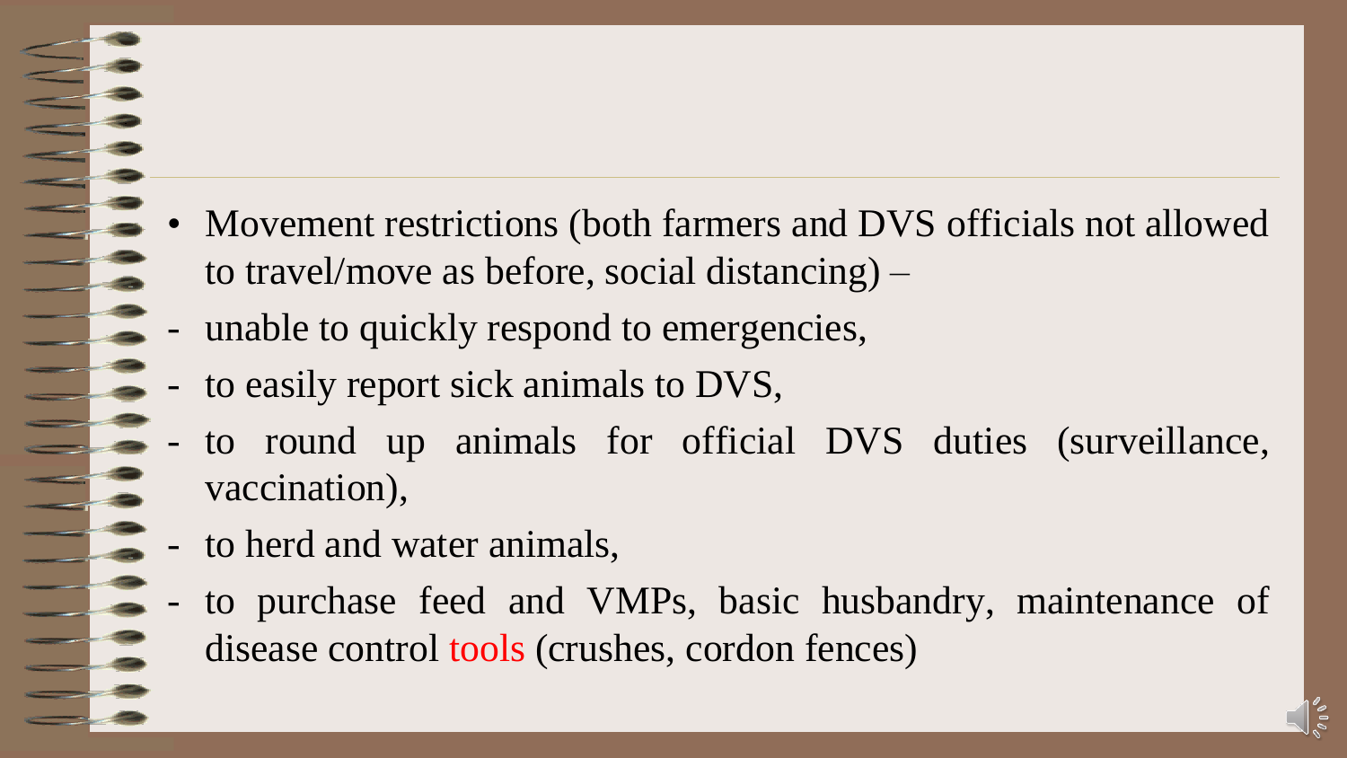- Movement restrictions (both farmers and DVS officials not allowed to travel/move as before, social distancing) –
  - unable to quickly respond to emergencies,
  - to easily report sick animals to DVS,
  - to round up animals for official DVS duties (surveillance, vaccination),
  - to herd and water animals,
  - to purchase feed and VMPs, basic husbandry, maintenance of disease control tools (crushes, cordon fences)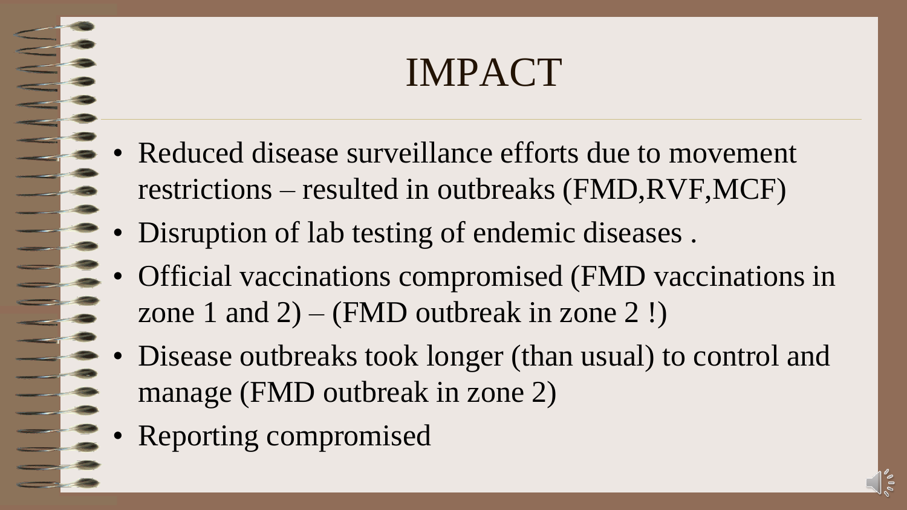# IMPACT

- Reduced disease surveillance efforts due to movement restrictions – resulted in outbreaks (FMD,RVF,MCF)
- Disruption of lab testing of endemic diseases .
- Official vaccinations compromised (FMD vaccinations in zone 1 and 2) – (FMD outbreak in zone 2 !)
- Disease outbreaks took longer (than usual) to control and manage (FMD outbreak in zone 2)
- Reporting compromised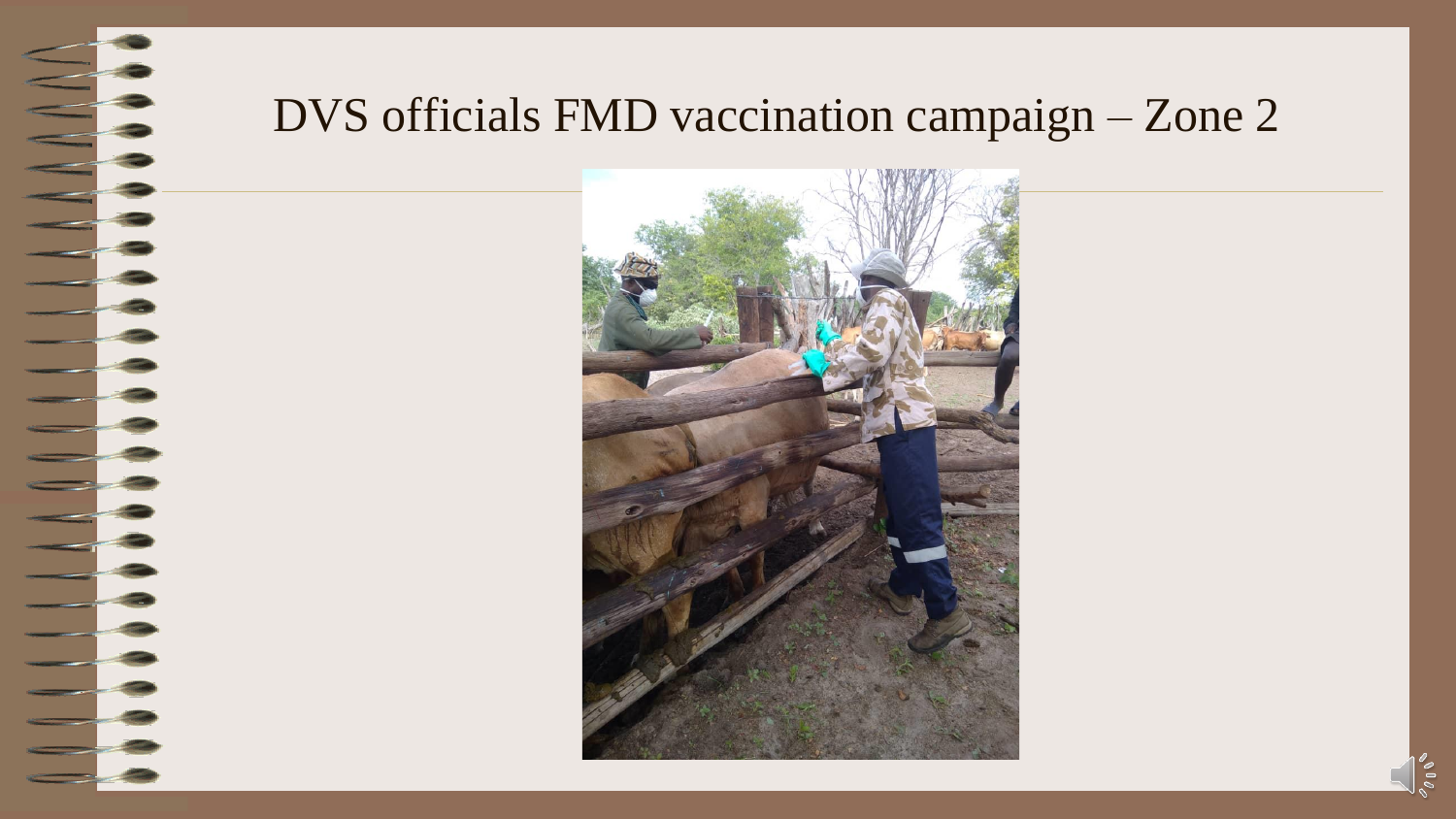# DVS officials FMD vaccination campaign – Zone 2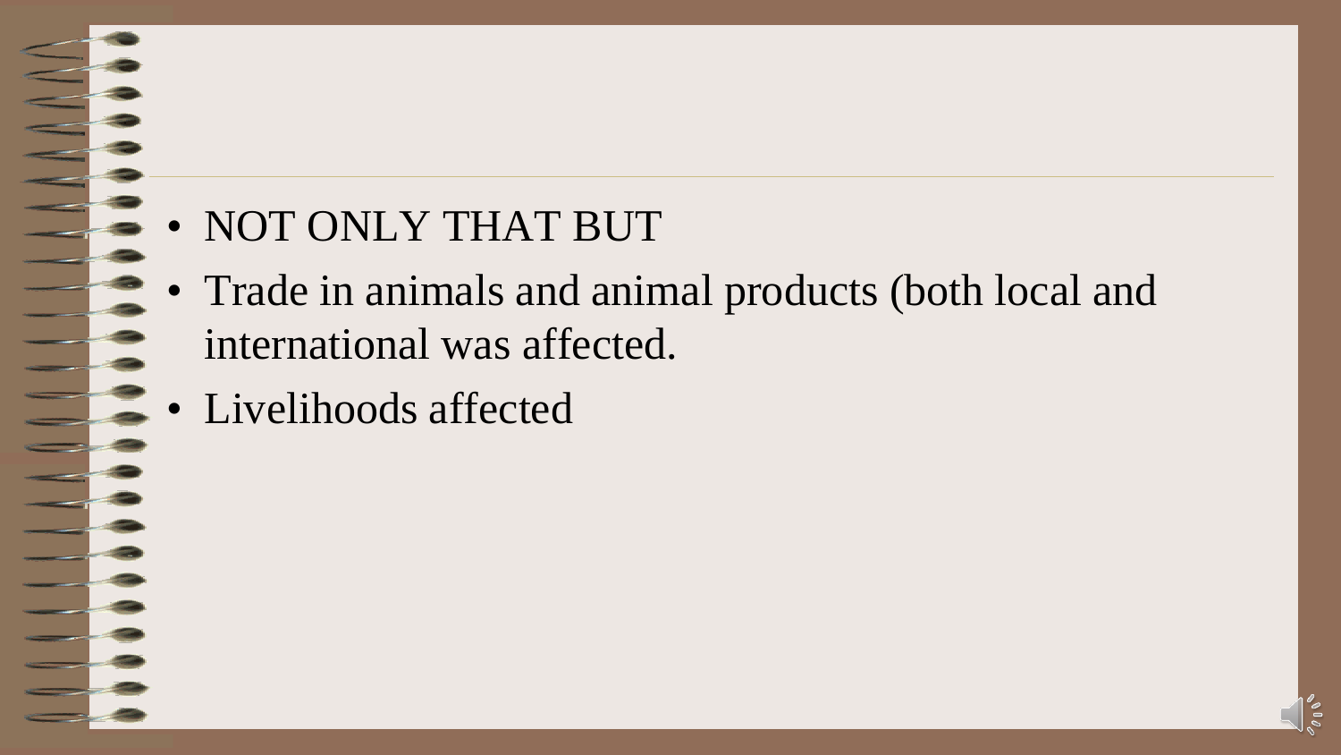- NOT ONLY THAT BUT
- Trade in animals and animal products (both local and international was affected.
- Livelihoods affected